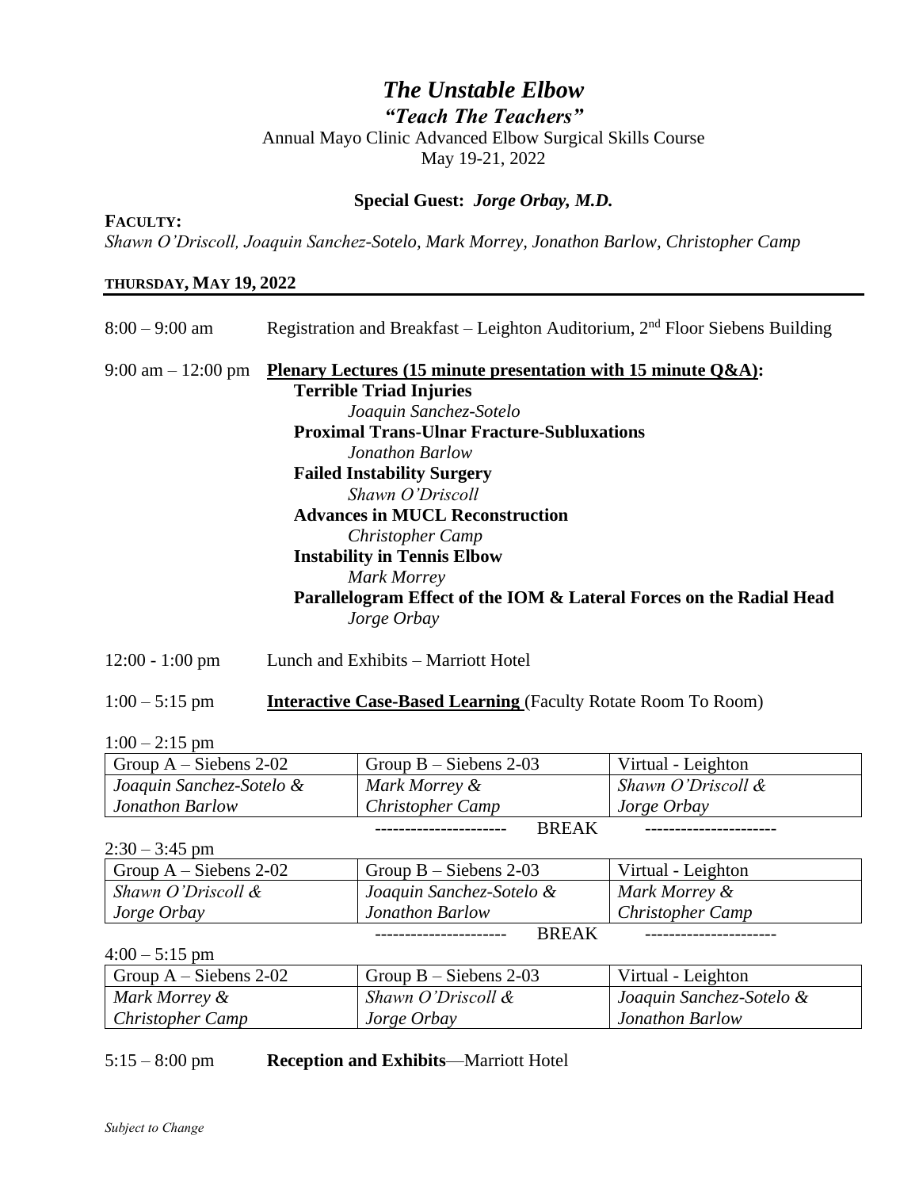# *The Unstable Elbow*

## *"Teach The Teachers"*

Annual Mayo Clinic Advanced Elbow Surgical Skills Course
May 19-21, 2022

**Special Guest:** ***Jorge Orbay, M.D.***

**FACULTY:**
*Shawn O'Driscoll, Joaquin Sanchez-Sotelo, Mark Morrey, Jonathon Barlow, Christopher Camp*

### THURSDAY, MAY 19, 2022

8:00 – 9:00 am — Registration and Breakfast – Leighton Auditorium, 2nd Floor Siebens Building

9:00 am – 12:00 pm — **Plenary Lectures (15 minute presentation with 15 minute Q&A):**

- **Terrible Triad Injuries**
  *Joaquin Sanchez-Sotelo*
- **Proximal Trans-Ulnar Fracture-Subluxations**
  *Jonathon Barlow*
- **Failed Instability Surgery**
  *Shawn O'Driscoll*
- **Advances in MUCL Reconstruction**
  *Christopher Camp*
- **Instability in Tennis Elbow**
  *Mark Morrey*
- **Parallelogram Effect of the IOM & Lateral Forces on the Radial Head**
  *Jorge Orbay*

12:00 - 1:00 pm — Lunch and Exhibits – Marriott Hotel

1:00 – 5:15 pm — **Interactive Case-Based Learning** (Faculty Rotate Room To Room)

1:00 – 2:15 pm

| Group A – Siebens 2-02 | Group B – Siebens 2-03 | Virtual - Leighton |
|---|---|---|
| *Joaquin Sanchez-Sotelo & Jonathon Barlow* | *Mark Morrey & Christopher Camp* | *Shawn O'Driscoll & Jorge Orbay* |

BREAK

2:30 – 3:45 pm

| Group A – Siebens 2-02 | Group B – Siebens 2-03 | Virtual - Leighton |
|---|---|---|
| *Shawn O'Driscoll & Jorge Orbay* | *Joaquin Sanchez-Sotelo & Jonathon Barlow* | *Mark Morrey & Christopher Camp* |

BREAK

4:00 – 5:15 pm

| Group A – Siebens 2-02 | Group B – Siebens 2-03 | Virtual - Leighton |
|---|---|---|
| *Mark Morrey & Christopher Camp* | *Shawn O'Driscoll & Jorge Orbay* | *Joaquin Sanchez-Sotelo & Jonathon Barlow* |

5:15 – 8:00 pm — **Reception and Exhibits**—Marriott Hotel

*Subject to Change*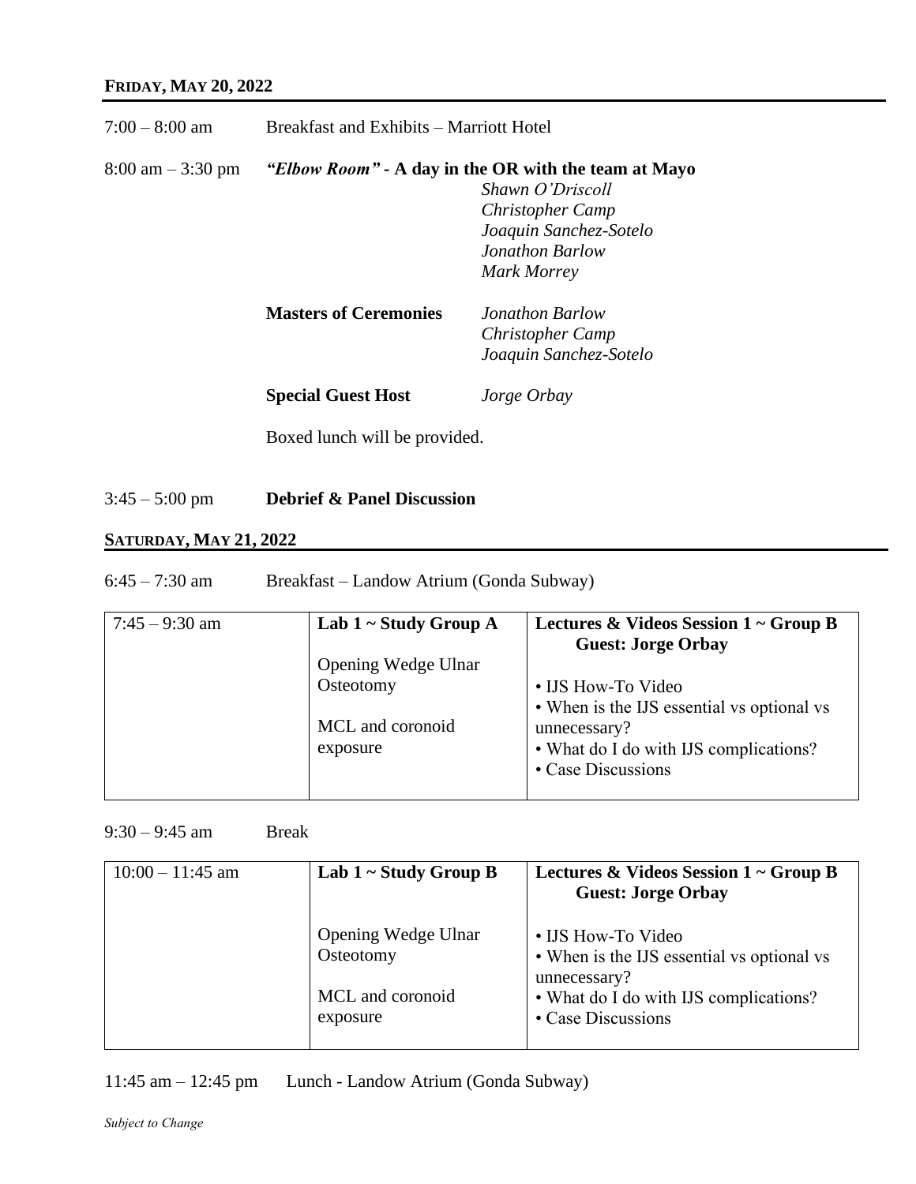## FRIDAY, MAY 20, 2022

7:00 – 8:00 am  Breakfast and Exhibits – Marriott Hotel

8:00 am – 3:30 pm  ***"Elbow Room"*** **- A day in the OR with the team at Mayo**

*Shawn O'Driscoll*
*Christopher Camp*
*Joaquin Sanchez-Sotelo*
*Jonathon Barlow*
*Mark Morrey*

**Masters of Ceremonies**  *Jonathon Barlow*
*Christopher Camp*
*Joaquin Sanchez-Sotelo*

**Special Guest Host**  *Jorge Orbay*

Boxed lunch will be provided.

3:45 – 5:00 pm  **Debrief & Panel Discussion**

## SATURDAY, MAY 21, 2022

6:45 – 7:30 am  Breakfast – Landow Atrium (Gonda Subway)

| 7:45 – 9:30 am | **Lab 1 ~ Study Group A**<br><br>Opening Wedge Ulnar Osteotomy<br><br>MCL and coronoid exposure | **Lectures & Videos Session 1 ~ Group B**<br>**Guest: Jorge Orbay**<br><br>• IJS How-To Video<br>• When is the IJS essential vs optional vs unnecessary?<br>• What do I do with IJS complications?<br>• Case Discussions |
|---|---|---|

9:30 – 9:45 am  Break

| 10:00 – 11:45 am | **Lab 1 ~ Study Group B**<br><br>Opening Wedge Ulnar Osteotomy<br><br>MCL and coronoid exposure | **Lectures & Videos Session 1 ~ Group B**<br>**Guest: Jorge Orbay**<br><br>• IJS How-To Video<br>• When is the IJS essential vs optional vs unnecessary?<br>• What do I do with IJS complications?<br>• Case Discussions |
|---|---|---|

11:45 am – 12:45 pm  Lunch - Landow Atrium (Gonda Subway)

*Subject to Change*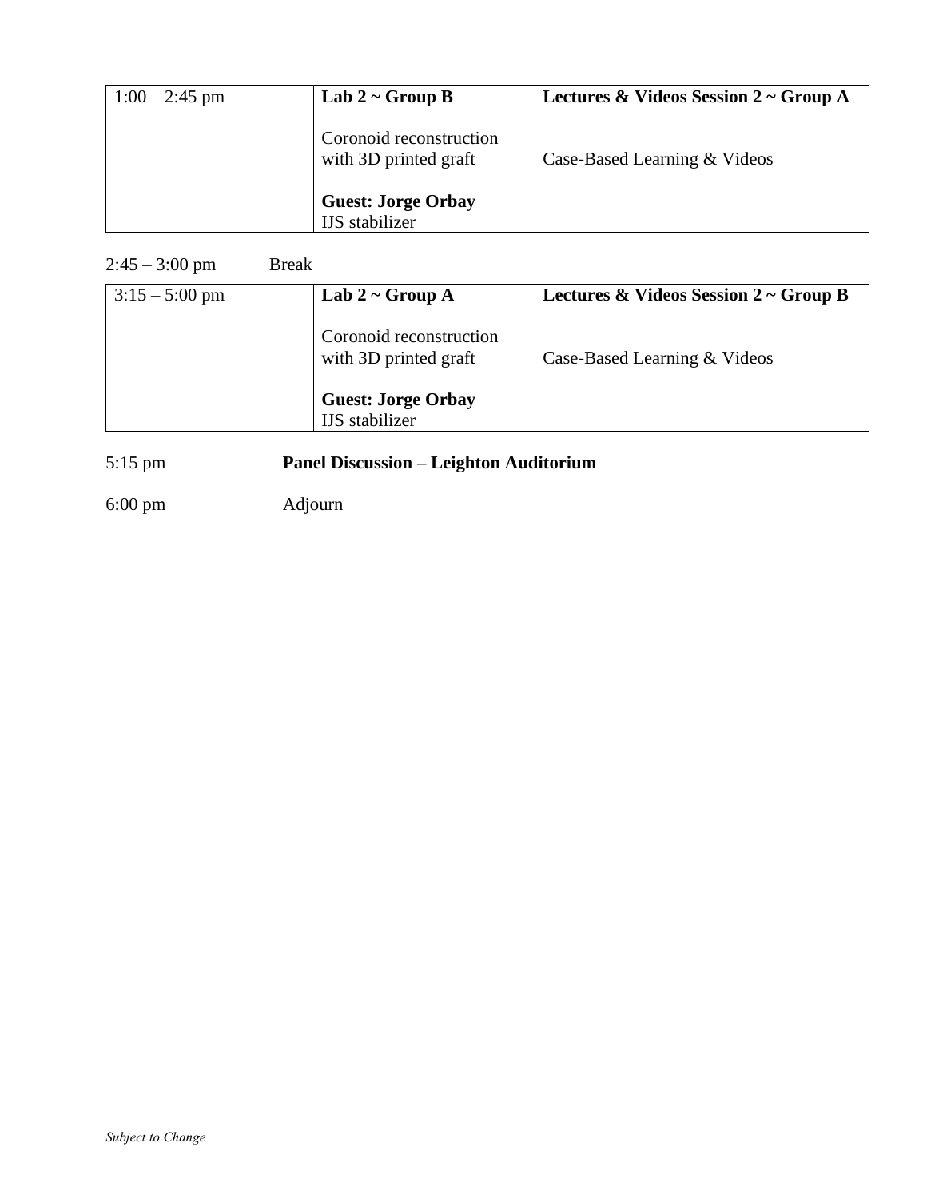| | | |
|---|---|---|
| 1:00 – 2:45 pm | **Lab 2 ~ Group B**<br><br>Coronoid reconstruction with 3D printed graft<br><br>**Guest: Jorge Orbay**<br>IJS stabilizer | **Lectures & Videos Session 2 ~ Group A**<br><br>Case-Based Learning & Videos |

2:45 – 3:00 pm Break

| | | |
|---|---|---|
| 3:15 – 5:00 pm | **Lab 2 ~ Group A**<br><br>Coronoid reconstruction with 3D printed graft<br><br>**Guest: Jorge Orbay**<br>IJS stabilizer | **Lectures & Videos Session 2 ~ Group B**<br><br>Case-Based Learning & Videos |

5:15 pm **Panel Discussion – Leighton Auditorium**

6:00 pm Adjourn

*Subject to Change*